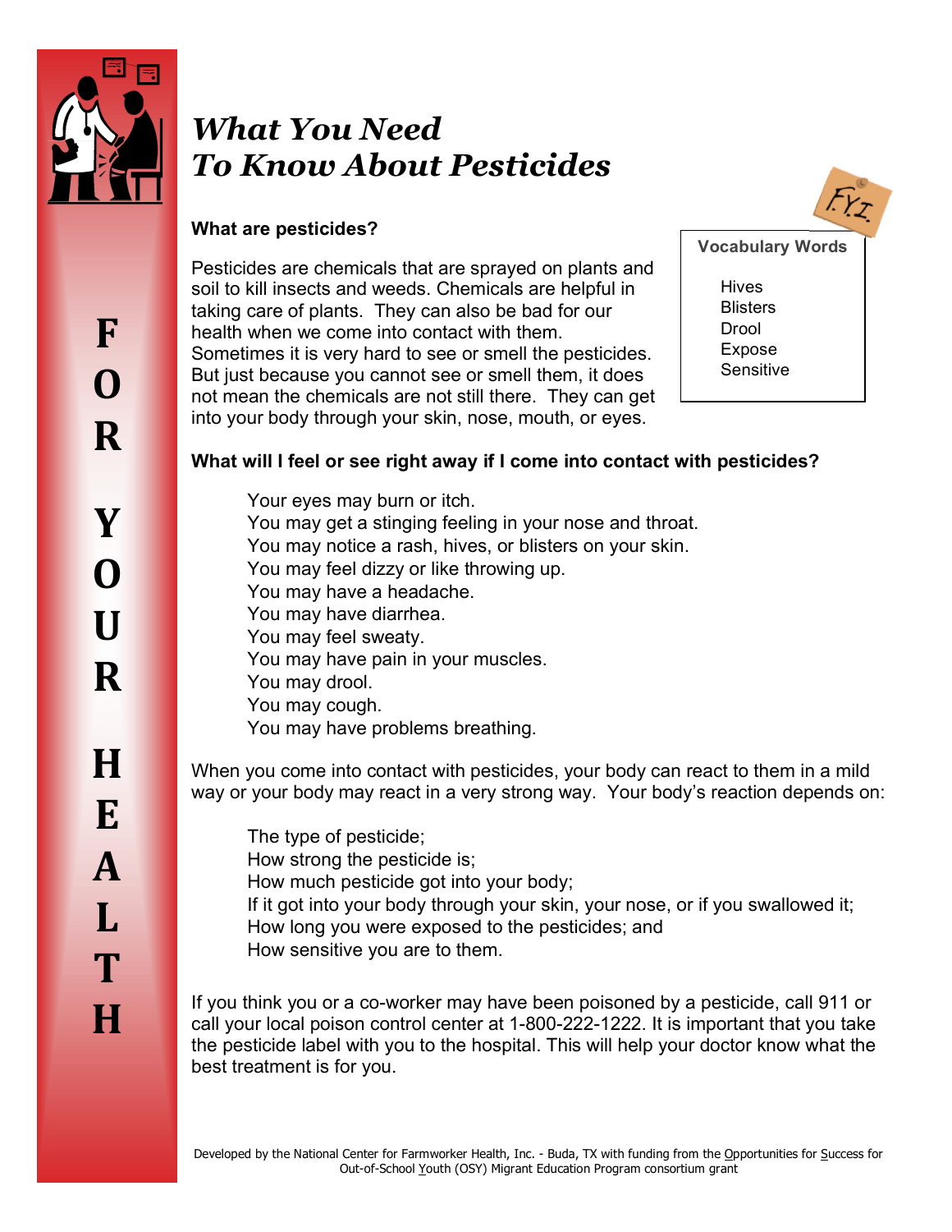# *What You Need To Know About Pesticides*

FOR YOUR HEALTH

**Vocabulary Words**

- Hives
- Blisters
- Drool
- Expose
- Sensitive

### What are pesticides?

Pesticides are chemicals that are sprayed on plants and soil to kill insects and weeds. Chemicals are helpful in taking care of plants. They can also be bad for our health when we come into contact with them. Sometimes it is very hard to see or smell the pesticides. But just because you cannot see or smell them, it does not mean the chemicals are not still there. They can get into your body through your skin, nose, mouth, or eyes.

### What will I feel or see right away if I come into contact with pesticides?

- Your eyes may burn or itch.
- You may get a stinging feeling in your nose and throat.
- You may notice a rash, hives, or blisters on your skin.
- You may feel dizzy or like throwing up.
- You may have a headache.
- You may have diarrhea.
- You may feel sweaty.
- You may have pain in your muscles.
- You may drool.
- You may cough.
- You may have problems breathing.

When you come into contact with pesticides, your body can react to them in a mild way or your body may react in a very strong way. Your body's reaction depends on:

- The type of pesticide;
- How strong the pesticide is;
- How much pesticide got into your body;
- If it got into your body through your skin, your nose, or if you swallowed it;
- How long you were exposed to the pesticides; and
- How sensitive you are to them.

If you think you or a co-worker may have been poisoned by a pesticide, call 911 or call your local poison control center at 1-800-222-1222. It is important that you take the pesticide label with you to the hospital. This will help your doctor know what the best treatment is for you.

Developed by the National Center for Farmworker Health, Inc. - Buda, TX with funding from the Opportunities for Success for Out-of-School Youth (OSY) Migrant Education Program consortium grant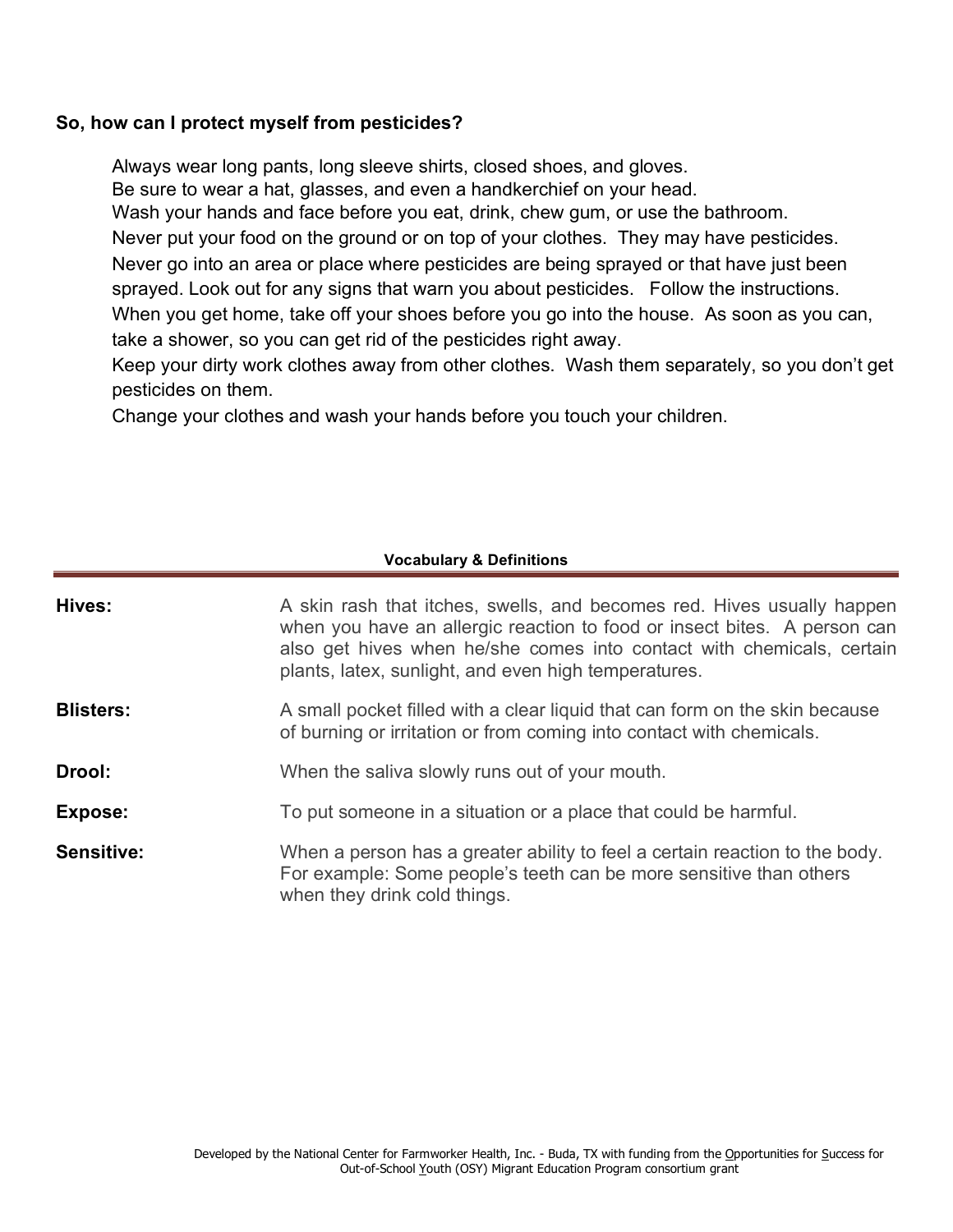**So, how can I protect myself from pesticides?**

- Always wear long pants, long sleeve shirts, closed shoes, and gloves.
- Be sure to wear a hat, glasses, and even a handkerchief on your head.
- Wash your hands and face before you eat, drink, chew gum, or use the bathroom.
- Never put your food on the ground or on top of your clothes. They may have pesticides.
- Never go into an area or place where pesticides are being sprayed or that have just been sprayed. Look out for any signs that warn you about pesticides. Follow the instructions.
- When you get home, take off your shoes before you go into the house. As soon as you can, take a shower, so you can get rid of the pesticides right away.
- Keep your dirty work clothes away from other clothes. Wash them separately, so you don't get pesticides on them.
- Change your clothes and wash your hands before you touch your children.

**Vocabulary & Definitions**

| | |
|---|---|
| **Hives:** | A skin rash that itches, swells, and becomes red. Hives usually happen when you have an allergic reaction to food or insect bites. A person can also get hives when he/she comes into contact with chemicals, certain plants, latex, sunlight, and even high temperatures. |
| **Blisters:** | A small pocket filled with a clear liquid that can form on the skin because of burning or irritation or from coming into contact with chemicals. |
| **Drool:** | When the saliva slowly runs out of your mouth. |
| **Expose:** | To put someone in a situation or a place that could be harmful. |
| **Sensitive:** | When a person has a greater ability to feel a certain reaction to the body. For example: Some people's teeth can be more sensitive than others when they drink cold things. |

Developed by the National Center for Farmworker Health, Inc. - Buda, TX with funding from the Opportunities for Success for Out-of-School Youth (OSY) Migrant Education Program consortium grant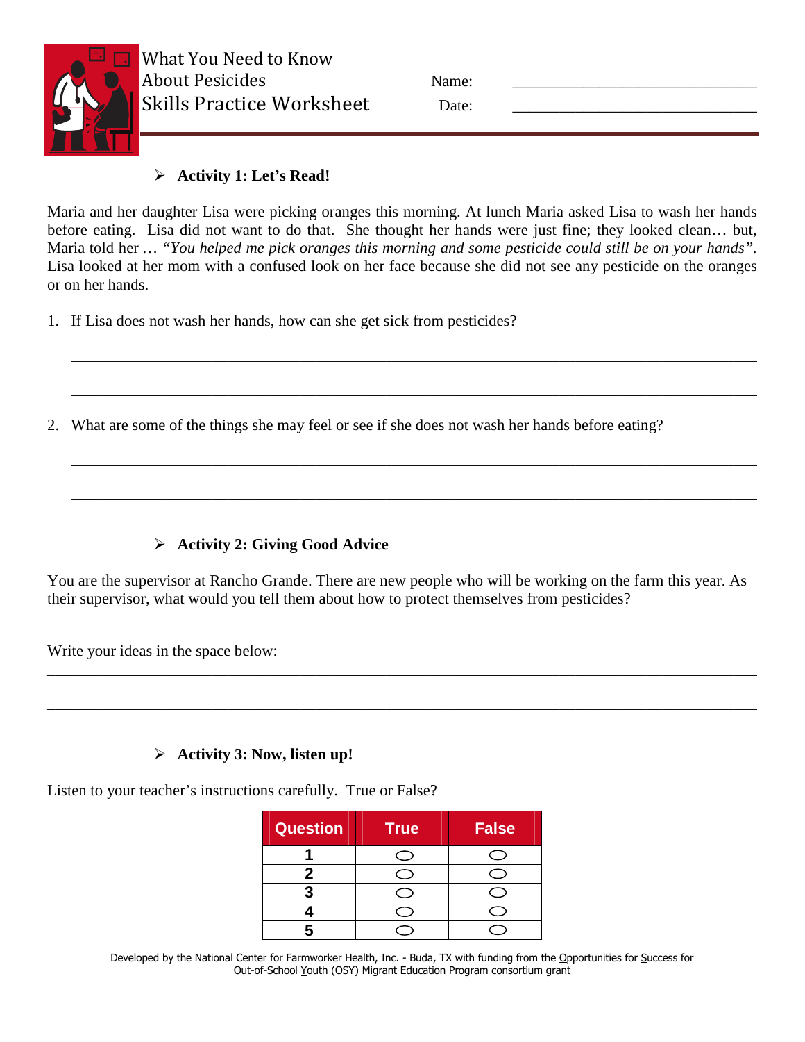# What You Need to Know About Pesicides Skills Practice Worksheet

Name: ________________________________

Date: ________________________________

## ➢ Activity 1: Let's Read!

Maria and her daughter Lisa were picking oranges this morning. At lunch Maria asked Lisa to wash her hands before eating. Lisa did not want to do that. She thought her hands were just fine; they looked clean… but, Maria told her … *"You helped me pick oranges this morning and some pesticide could still be on your hands"*. Lisa looked at her mom with a confused look on her face because she did not see any pesticide on the oranges or on her hands.

1. If Lisa does not wash her hands, how can she get sick from pesticides?

_______________________________________________________________________________

_______________________________________________________________________________

2. What are some of the things she may feel or see if she does not wash her hands before eating?

_______________________________________________________________________________

_______________________________________________________________________________

## ➢ Activity 2: Giving Good Advice

You are the supervisor at Rancho Grande. There are new people who will be working on the farm this year. As their supervisor, what would you tell them about how to protect themselves from pesticides?

Write your ideas in the space below:

_______________________________________________________________________________

_______________________________________________________________________________

## ➢ Activity 3: Now, listen up!

Listen to your teacher's instructions carefully. True or False?

| Question | True | False |
|---|---|---|
| 1 | ○ | ○ |
| 2 | ○ | ○ |
| 3 | ○ | ○ |
| 4 | ○ | ○ |
| 5 | ○ | ○ |

Developed by the National Center for Farmworker Health, Inc. - Buda, TX with funding from the Opportunities for Success for Out-of-School Youth (OSY) Migrant Education Program consortium grant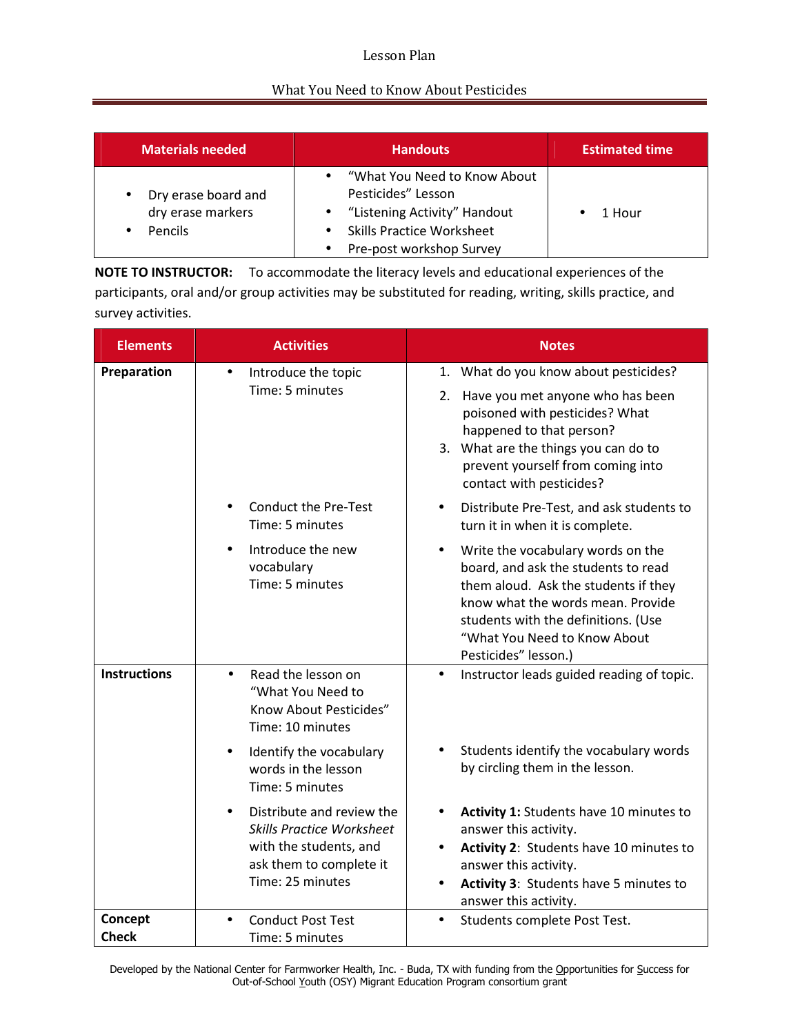Lesson Plan

What You Need to Know About Pesticides

| Materials needed | Handouts | Estimated time |
|---|---|---|
| • Dry erase board and dry erase markers<br>• Pencils | • "What You Need to Know About Pesticides" Lesson<br>• "Listening Activity" Handout<br>• Skills Practice Worksheet<br>• Pre-post workshop Survey | • 1 Hour |

**NOTE TO INSTRUCTOR:** To accommodate the literacy levels and educational experiences of the participants, oral and/or group activities may be substituted for reading, writing, skills practice, and survey activities.

| Elements | Activities | Notes |
|---|---|---|
| **Preparation** | • Introduce the topic<br>Time: 5 minutes | 1. What do you know about pesticides?<br>2. Have you met anyone who has been poisoned with pesticides? What happened to that person?<br>3. What are the things you can do to prevent yourself from coming into contact with pesticides? |
| | • Conduct the Pre-Test<br>Time: 5 minutes | • Distribute Pre-Test, and ask students to turn it in when it is complete. |
| | • Introduce the new vocabulary<br>Time: 5 minutes | • Write the vocabulary words on the board, and ask the students to read them aloud. Ask the students if they know what the words mean. Provide students with the definitions. (Use "What You Need to Know About Pesticides" lesson.) |
| **Instructions** | • Read the lesson on "What You Need to Know About Pesticides"<br>Time: 10 minutes | • Instructor leads guided reading of topic. |
| | • Identify the vocabulary words in the lesson<br>Time: 5 minutes | • Students identify the vocabulary words by circling them in the lesson. |
| | • Distribute and review the *Skills Practice Worksheet* with the students, and ask them to complete it<br>Time: 25 minutes | • **Activity 1:** Students have 10 minutes to answer this activity.<br>• **Activity 2**: Students have 10 minutes to answer this activity.<br>• **Activity 3**: Students have 5 minutes to answer this activity. |
| **Concept Check** | • Conduct Post Test<br>Time: 5 minutes | • Students complete Post Test. |

Developed by the National Center for Farmworker Health, Inc. - Buda, TX with funding from the Opportunities for Success for Out-of-School Youth (OSY) Migrant Education Program consortium grant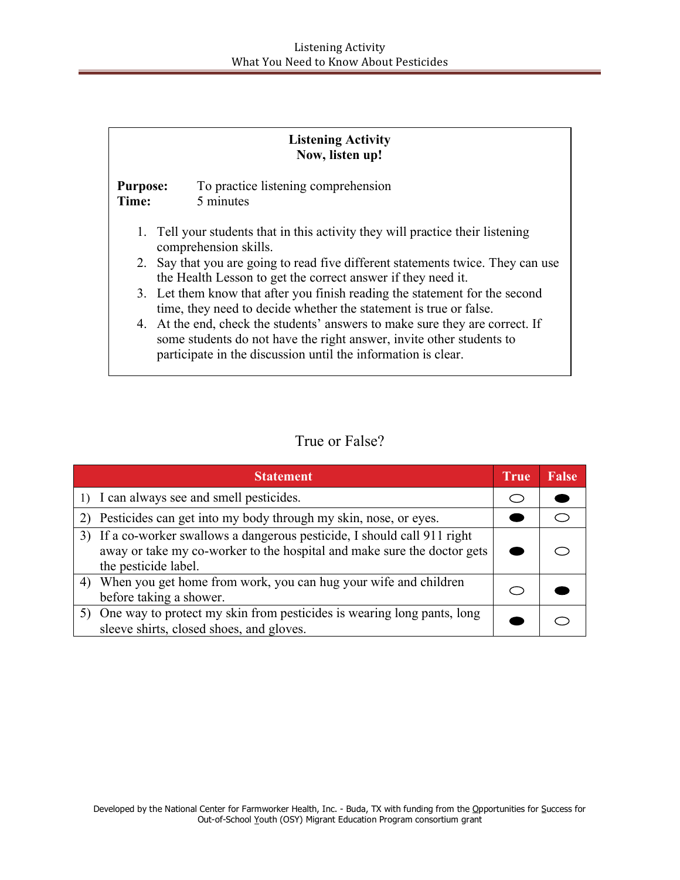**Listening Activity**
**Now, listen up!**

**Purpose:** To practice listening comprehension
**Time:** 5 minutes

1. Tell your students that in this activity they will practice their listening comprehension skills.
2. Say that you are going to read five different statements twice. They can use the Health Lesson to get the correct answer if they need it.
3. Let them know that after you finish reading the statement for the second time, they need to decide whether the statement is true or false.
4. At the end, check the students' answers to make sure they are correct. If some students do not have the right answer, invite other students to participate in the discussion until the information is clear.

## True or False?

| Statement | True | False |
|---|---|---|
| 1) I can always see and smell pesticides. | ○ | ● |
| 2) Pesticides can get into my body through my skin, nose, or eyes. | ● | ○ |
| 3) If a co-worker swallows a dangerous pesticide, I should call 911 right away or take my co-worker to the hospital and make sure the doctor gets the pesticide label. | ● | ○ |
| 4) When you get home from work, you can hug your wife and children before taking a shower. | ○ | ● |
| 5) One way to protect my skin from pesticides is wearing long pants, long sleeve shirts, closed shoes, and gloves. | ● | ○ |

Developed by the National Center for Farmworker Health, Inc. - Buda, TX with funding from the Opportunities for Success for Out-of-School Youth (OSY) Migrant Education Program consortium grant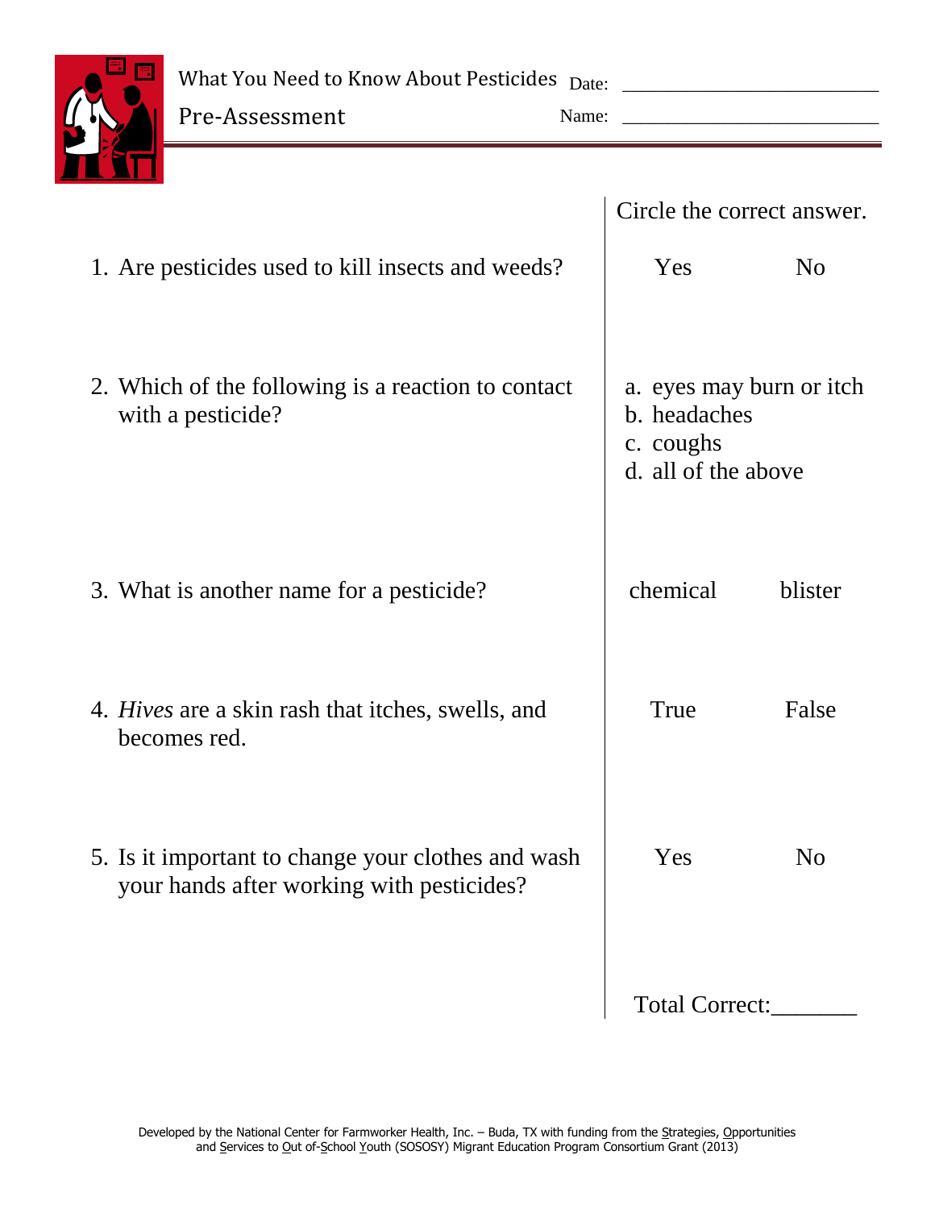What You Need to Know About Pesticides Date: ______________________

Pre-Assessment Name: ______________________

| | Circle the correct answer. |
|---|---|
| 1. Are pesticides used to kill insects and weeds? | Yes No |
| 2. Which of the following is a reaction to contact with a pesticide? | a. eyes may burn or itch<br>b. headaches<br>c. coughs<br>d. all of the above |
| 3. What is another name for a pesticide? | chemical blister |
| 4. *Hives* are a skin rash that itches, swells, and becomes red. | True False |
| 5. Is it important to change your clothes and wash your hands after working with pesticides? | Yes No |
| | Total Correct:_______ |

Developed by the National Center for Farmworker Health, Inc. – Buda, TX with funding from the Strategies, Opportunities and Services to Out of-School Youth (SOSOSY) Migrant Education Program Consortium Grant (2013)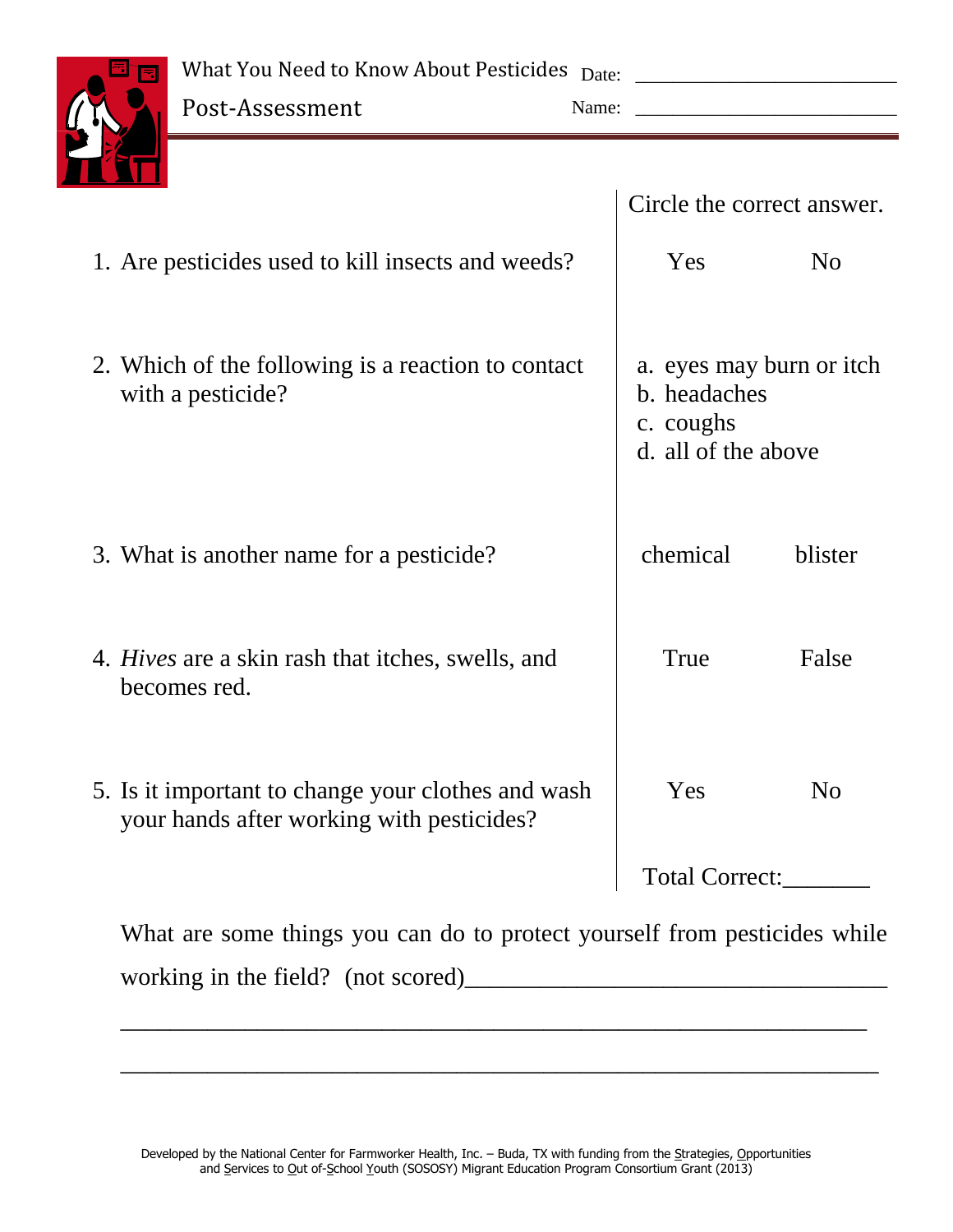# What You Need to Know About Pesticides

## Post-Assessment

Date: ________________________

Name: ________________________

| | Circle the correct answer. | |
|---|---|---|
| 1. Are pesticides used to kill insects and weeds? | Yes | No |
| 2. Which of the following is a reaction to contact with a pesticide? | a. eyes may burn or itch<br>b. headaches<br>c. coughs<br>d. all of the above | |
| 3. What is another name for a pesticide? | chemical | blister |
| 4. *Hives* are a skin rash that itches, swells, and becomes red. | True | False |
| 5. Is it important to change your clothes and wash your hands after working with pesticides? | Yes | No |
| | Total Correct:_______ | |

What are some things you can do to protect yourself from pesticides while working in the field? (not scored)___________________________________

_____________________________________________________________

_____________________________________________________________

Developed by the National Center for Farmworker Health, Inc. – Buda, TX with funding from the Strategies, Opportunities and Services to Out of-School Youth (SOSOSY) Migrant Education Program Consortium Grant (2013)